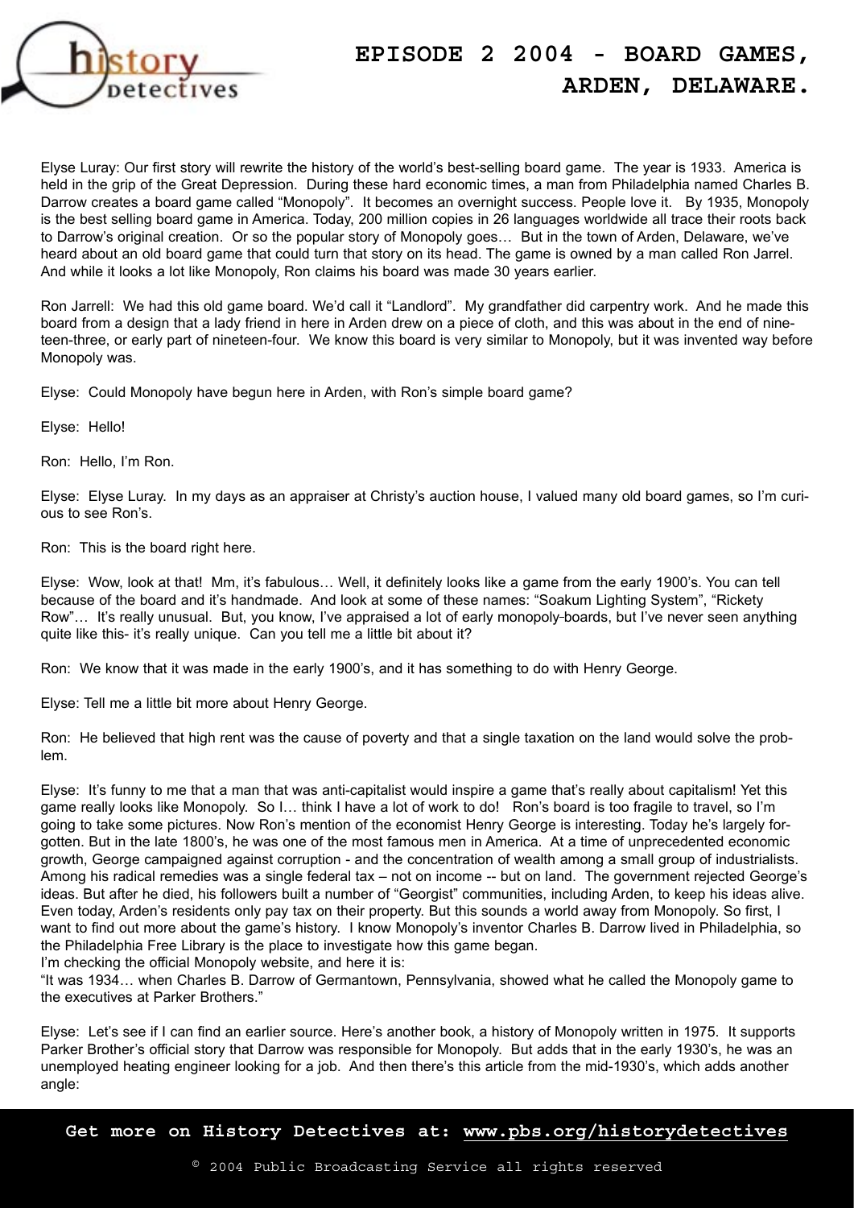# EPISODE 2 2004 - BOARD GAMES, ARDEN, DELAWARE.

Elyse Luray: Our first story will rewrite the history of the world's best-selling board game. The year is 1933. America is held in the grip of the Great Depression. During these hard economic times, a man from Philadelphia named Charles B. Darrow creates a board game called "Monopoly". It becomes an overnight success. People love it. By 1935, Monopoly is the best selling board game in America. Today, 200 million copies in 26 languages worldwide all trace their roots back to Darrow's original creation. Or so the popular story of Monopoly goes… But in the town of Arden, Delaware, we've heard about an old board game that could turn that story on its head. The game is owned by a man called Ron Jarrel. And while it looks a lot like Monopoly, Ron claims his board was made 30 years earlier.

Ron Jarrell: We had this old game board. We'd call it "Landlord". My grandfather did carpentry work. And he made this board from a design that a lady friend in here in Arden drew on a piece of cloth, and this was about in the end of nineteen-three, or early part of nineteen-four. We know this board is very similar to Monopoly, but it was invented way before Monopoly was.

Elyse: Could Monopoly have begun here in Arden, with Ron's simple board game?

Elyse: Hello!

Ron: Hello, I'm Ron.

Elyse: Elyse Luray. In my days as an appraiser at Christy's auction house, I valued many old board games, so I'm curious to see Ron's.

Ron: This is the board right here.

Elyse: Wow, look at that! Mm, it's fabulous… Well, it definitely looks like a game from the early 1900's. You can tell because of the board and it's handmade. And look at some of these names: "Soakum Lighting System", "Rickety Row"… It's really unusual. But, you know, I've appraised a lot of early monopoly-boards, but I've never seen anything quite like this- it's really unique. Can you tell me a little bit about it?

Ron: We know that it was made in the early 1900's, and it has something to do with Henry George.

Elyse: Tell me a little bit more about Henry George.

Ron: He believed that high rent was the cause of poverty and that a single taxation on the land would solve the problem.

Elyse: It's funny to me that a man that was anti-capitalist would inspire a game that's really about capitalism! Yet this game really looks like Monopoly. So I… think I have a lot of work to do! Ron's board is too fragile to travel, so I'm going to take some pictures. Now Ron's mention of the economist Henry George is interesting. Today he's largely forgotten. But in the late 1800's, he was one of the most famous men in America. At a time of unprecedented economic growth, George campaigned against corruption - and the concentration of wealth among a small group of industrialists. Among his radical remedies was a single federal tax – not on income -- but on land. The government rejected George's ideas. But after he died, his followers built a number of "Georgist" communities, including Arden, to keep his ideas alive. Even today, Arden's residents only pay tax on their property. But this sounds a world away from Monopoly. So first, I want to find out more about the game's history. I know Monopoly's inventor Charles B. Darrow lived in Philadelphia, so the Philadelphia Free Library is the place to investigate how this game began.

I'm checking the official Monopoly website, and here it is:

"It was 1934… when Charles B. Darrow of Germantown, Pennsylvania, showed what he called the Monopoly game to the executives at Parker Brothers."

Elyse: Let's see if I can find an earlier source. Here's another book, a history of Monopoly written in 1975. It supports Parker Brother's official story that Darrow was responsible for Monopoly. But adds that in the early 1930's, he was an unemployed heating engineer looking for a job. And then there's this article from the mid-1930's, which adds another angle: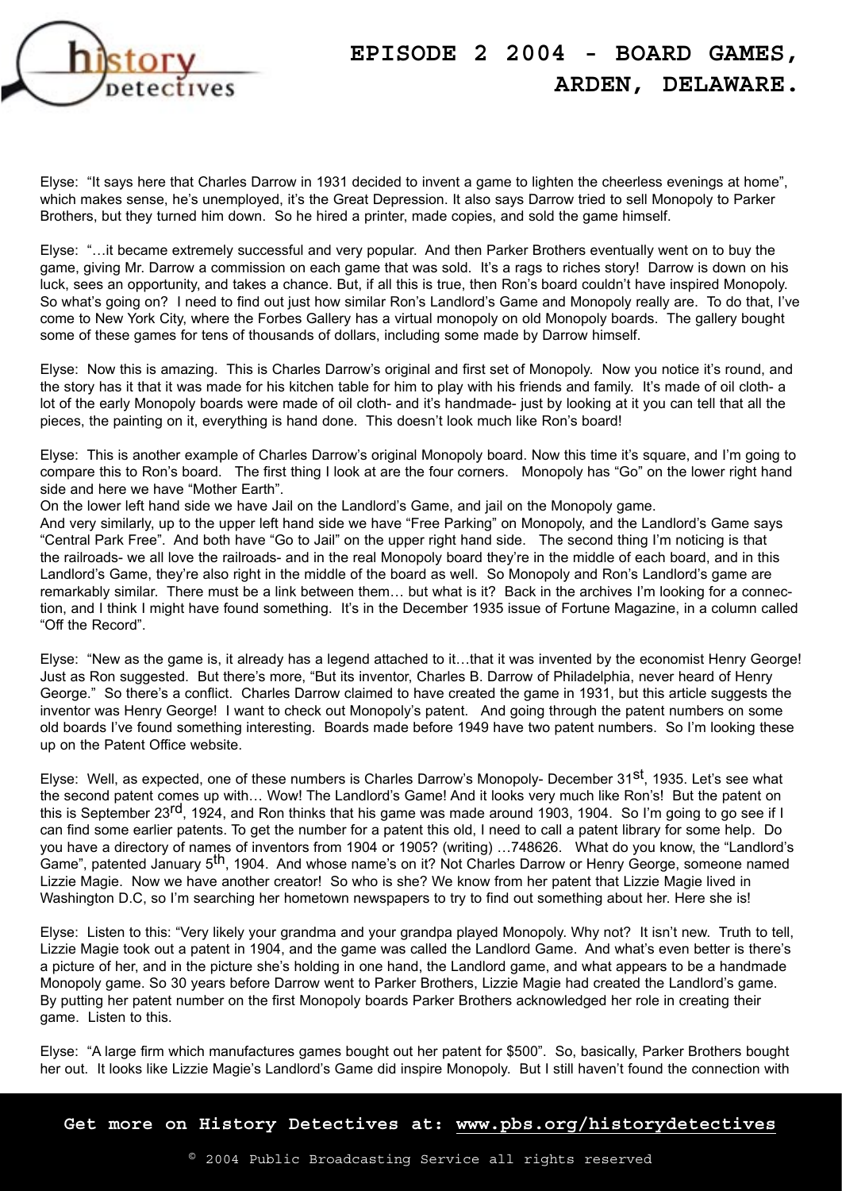Elyse: "It says here that Charles Darrow in 1931 decided to invent a game to lighten the cheerless evenings at home", which makes sense, he's unemployed, it's the Great Depression. It also says Darrow tried to sell Monopoly to Parker Brothers, but they turned him down. So he hired a printer, made copies, and sold the game himself.

Elyse: "…it became extremely successful and very popular. And then Parker Brothers eventually went on to buy the game, giving Mr. Darrow a commission on each game that was sold. It's a rags to riches story! Darrow is down on his luck, sees an opportunity, and takes a chance. But, if all this is true, then Ron's board couldn't have inspired Monopoly. So what's going on? I need to find out just how similar Ron's Landlord's Game and Monopoly really are. To do that, I've come to New York City, where the Forbes Gallery has a virtual monopoly on old Monopoly boards. The gallery bought some of these games for tens of thousands of dollars, including some made by Darrow himself.

Elyse: Now this is amazing. This is Charles Darrow's original and first set of Monopoly. Now you notice it's round, and the story has it that it was made for his kitchen table for him to play with his friends and family. It's made of oil cloth- a lot of the early Monopoly boards were made of oil cloth- and it's handmade- just by looking at it you can tell that all the pieces, the painting on it, everything is hand done. This doesn't look much like Ron's board!

Elyse: This is another example of Charles Darrow's original Monopoly board. Now this time it's square, and I'm going to compare this to Ron's board. The first thing I look at are the four corners. Monopoly has "Go" on the lower right hand side and here we have "Mother Earth".
On the lower left hand side we have Jail on the Landlord's Game, and jail on the Monopoly game.
And very similarly, up to the upper left hand side we have "Free Parking" on Monopoly, and the Landlord's Game says "Central Park Free". And both have "Go to Jail" on the upper right hand side. The second thing I'm noticing is that the railroads- we all love the railroads- and in the real Monopoly board they're in the middle of each board, and in this Landlord's Game, they're also right in the middle of the board as well. So Monopoly and Ron's Landlord's game are remarkably similar. There must be a link between them… but what is it? Back in the archives I'm looking for a connection, and I think I might have found something. It's in the December 1935 issue of Fortune Magazine, in a column called "Off the Record".

Elyse: "New as the game is, it already has a legend attached to it…that it was invented by the economist Henry George! Just as Ron suggested. But there's more, "But its inventor, Charles B. Darrow of Philadelphia, never heard of Henry George." So there's a conflict. Charles Darrow claimed to have created the game in 1931, but this article suggests the inventor was Henry George! I want to check out Monopoly's patent. And going through the patent numbers on some old boards I've found something interesting. Boards made before 1949 have two patent numbers. So I'm looking these up on the Patent Office website.

Elyse: Well, as expected, one of these numbers is Charles Darrow's Monopoly- December 31st, 1935. Let's see what the second patent comes up with… Wow! The Landlord's Game! And it looks very much like Ron's! But the patent on this is September 23rd, 1924, and Ron thinks that his game was made around 1903, 1904. So I'm going to go see if I can find some earlier patents. To get the number for a patent this old, I need to call a patent library for some help. Do you have a directory of names of inventors from 1904 or 1905? (writing) …748626. What do you know, the "Landlord's Game", patented January 5th, 1904. And whose name's on it? Not Charles Darrow or Henry George, someone named Lizzie Magie. Now we have another creator! So who is she? We know from her patent that Lizzie Magie lived in Washington D.C, so I'm searching her hometown newspapers to try to find out something about her. Here she is!

Elyse: Listen to this: "Very likely your grandma and your grandpa played Monopoly. Why not? It isn't new. Truth to tell, Lizzie Magie took out a patent in 1904, and the game was called the Landlord Game. And what's even better is there's a picture of her, and in the picture she's holding in one hand, the Landlord game, and what appears to be a handmade Monopoly game. So 30 years before Darrow went to Parker Brothers, Lizzie Magie had created the Landlord's game. By putting her patent number on the first Monopoly boards Parker Brothers acknowledged her role in creating their game. Listen to this.

Elyse: "A large firm which manufactures games bought out her patent for $500". So, basically, Parker Brothers bought her out. It looks like Lizzie Magie's Landlord's Game did inspire Monopoly. But I still haven't found the connection with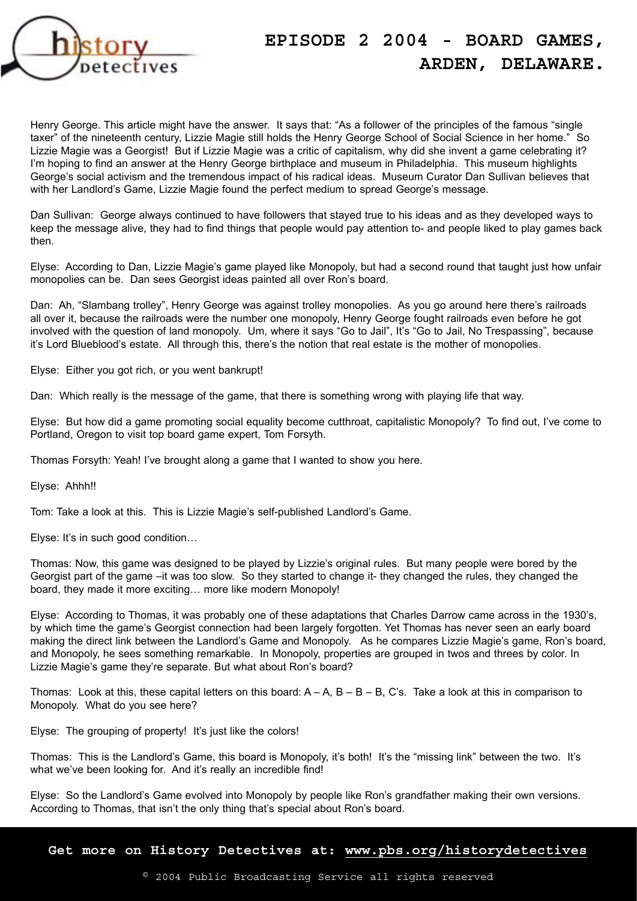Henry George. This article might have the answer. It says that: "As a follower of the principles of the famous "single taxer" of the nineteenth century, Lizzie Magie still holds the Henry George School of Social Science in her home." So Lizzie Magie was a Georgist! But if Lizzie Magie was a critic of capitalism, why did she invent a game celebrating it? I'm hoping to find an answer at the Henry George birthplace and museum in Philadelphia. This museum highlights George's social activism and the tremendous impact of his radical ideas. Museum Curator Dan Sullivan believes that with her Landlord's Game, Lizzie Magie found the perfect medium to spread George's message.

Dan Sullivan: George always continued to have followers that stayed true to his ideas and as they developed ways to keep the message alive, they had to find things that people would pay attention to- and people liked to play games back then.

Elyse: According to Dan, Lizzie Magie's game played like Monopoly, but had a second round that taught just how unfair monopolies can be. Dan sees Georgist ideas painted all over Ron's board.

Dan: Ah, "Slambang trolley", Henry George was against trolley monopolies. As you go around here there's railroads all over it, because the railroads were the number one monopoly, Henry George fought railroads even before he got involved with the question of land monopoly. Um, where it says "Go to Jail", It's "Go to Jail, No Trespassing", because it's Lord Blueblood's estate. All through this, there's the notion that real estate is the mother of monopolies.

Elyse: Either you got rich, or you went bankrupt!

Dan: Which really is the message of the game, that there is something wrong with playing life that way.

Elyse: But how did a game promoting social equality become cutthroat, capitalistic Monopoly? To find out, I've come to Portland, Oregon to visit top board game expert, Tom Forsyth.

Thomas Forsyth: Yeah! I've brought along a game that I wanted to show you here.

Elyse: Ahhh!!

Tom: Take a look at this. This is Lizzie Magie's self-published Landlord's Game.

Elyse: It's in such good condition…

Thomas: Now, this game was designed to be played by Lizzie's original rules. But many people were bored by the Georgist part of the game –it was too slow. So they started to change it- they changed the rules, they changed the board, they made it more exciting… more like modern Monopoly!

Elyse: According to Thomas, it was probably one of these adaptations that Charles Darrow came across in the 1930's, by which time the game's Georgist connection had been largely forgotten. Yet Thomas has never seen an early board making the direct link between the Landlord's Game and Monopoly. As he compares Lizzie Magie's game, Ron's board, and Monopoly, he sees something remarkable. In Monopoly, properties are grouped in twos and threes by color. In Lizzie Magie's game they're separate. But what about Ron's board?

Thomas: Look at this, these capital letters on this board: A – A, B – B – B, C's. Take a look at this in comparison to Monopoly. What do you see here?

Elyse: The grouping of property! It's just like the colors!

Thomas: This is the Landlord's Game, this board is Monopoly, it's both! It's the "missing link" between the two. It's what we've been looking for. And it's really an incredible find!

Elyse: So the Landlord's Game evolved into Monopoly by people like Ron's grandfather making their own versions. According to Thomas, that isn't the only thing that's special about Ron's board.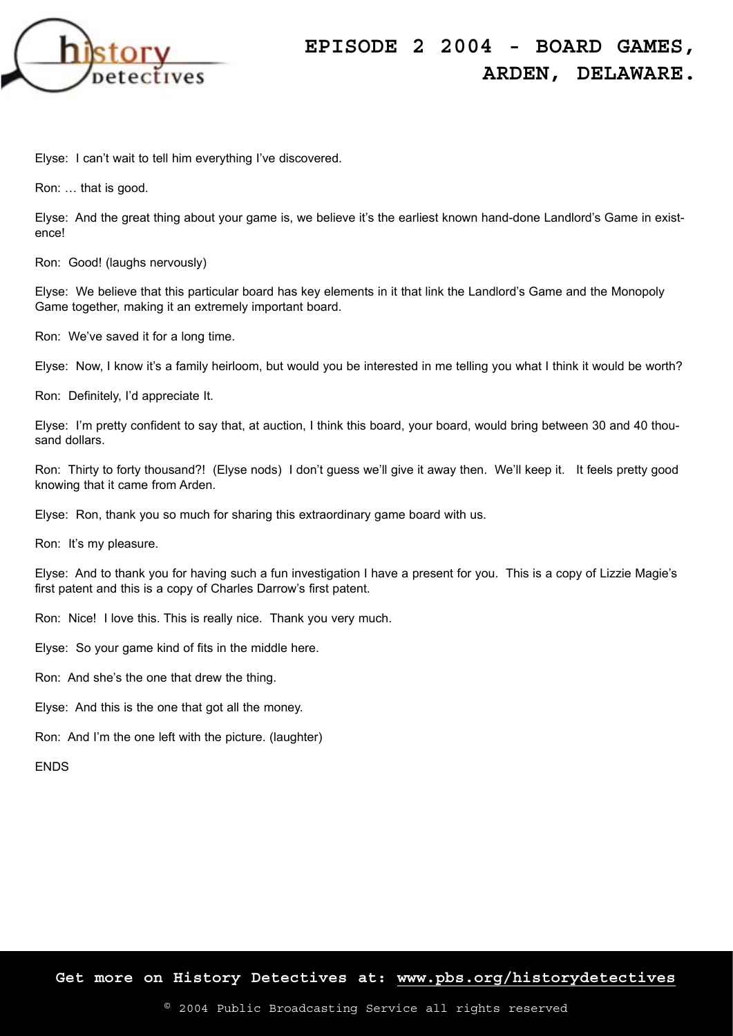Elyse: I can't wait to tell him everything I've discovered.

Ron: … that is good.

Elyse: And the great thing about your game is, we believe it's the earliest known hand-done Landlord's Game in existence!

Ron: Good! (laughs nervously)

Elyse: We believe that this particular board has key elements in it that link the Landlord's Game and the Monopoly Game together, making it an extremely important board.

Ron: We've saved it for a long time.

Elyse: Now, I know it's a family heirloom, but would you be interested in me telling you what I think it would be worth?

Ron: Definitely, I'd appreciate It.

Elyse: I'm pretty confident to say that, at auction, I think this board, your board, would bring between 30 and 40 thousand dollars.

Ron: Thirty to forty thousand?! (Elyse nods) I don't guess we'll give it away then. We'll keep it. It feels pretty good knowing that it came from Arden.

Elyse: Ron, thank you so much for sharing this extraordinary game board with us.

Ron: It's my pleasure.

Elyse: And to thank you for having such a fun investigation I have a present for you. This is a copy of Lizzie Magie's first patent and this is a copy of Charles Darrow's first patent.

Ron: Nice! I love this. This is really nice. Thank you very much.

Elyse: So your game kind of fits in the middle here.

Ron: And she's the one that drew the thing.

Elyse: And this is the one that got all the money.

Ron: And I'm the one left with the picture. (laughter)

ENDS